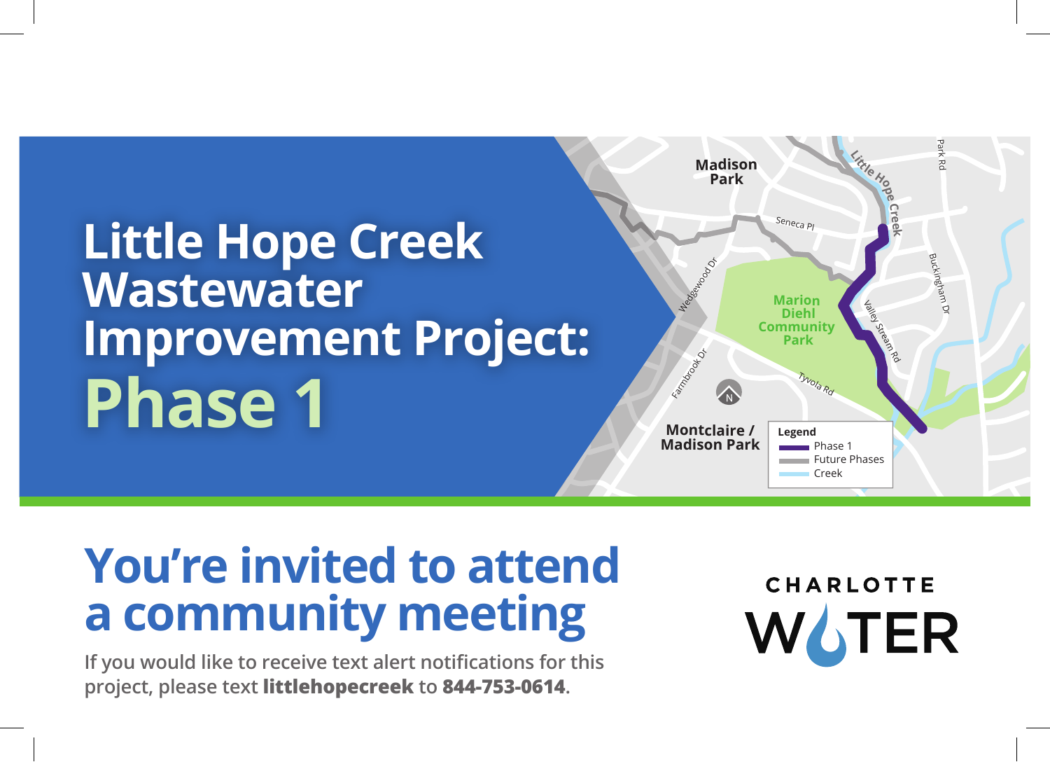# Little Hope Creek Wastewater Improvement Project: Phase 1

Madison Park

Seneca Pl

Little Hope Creek

Park Rd

Wedgewood Dr

Marion Diehl Community Park

Valley Stream Rd

Buckingham Dr

Farmbrook Dr

Tyvola Rd

N

Montclaire / Madison Park

**Legend**
- Phase 1
- Future Phases
- Creek

## You're invited to attend a community meeting

If you would like to receive text alert notifications for this project, please text **littlehopecreek** to **844-753-0614**.

CHARLOTTE WATER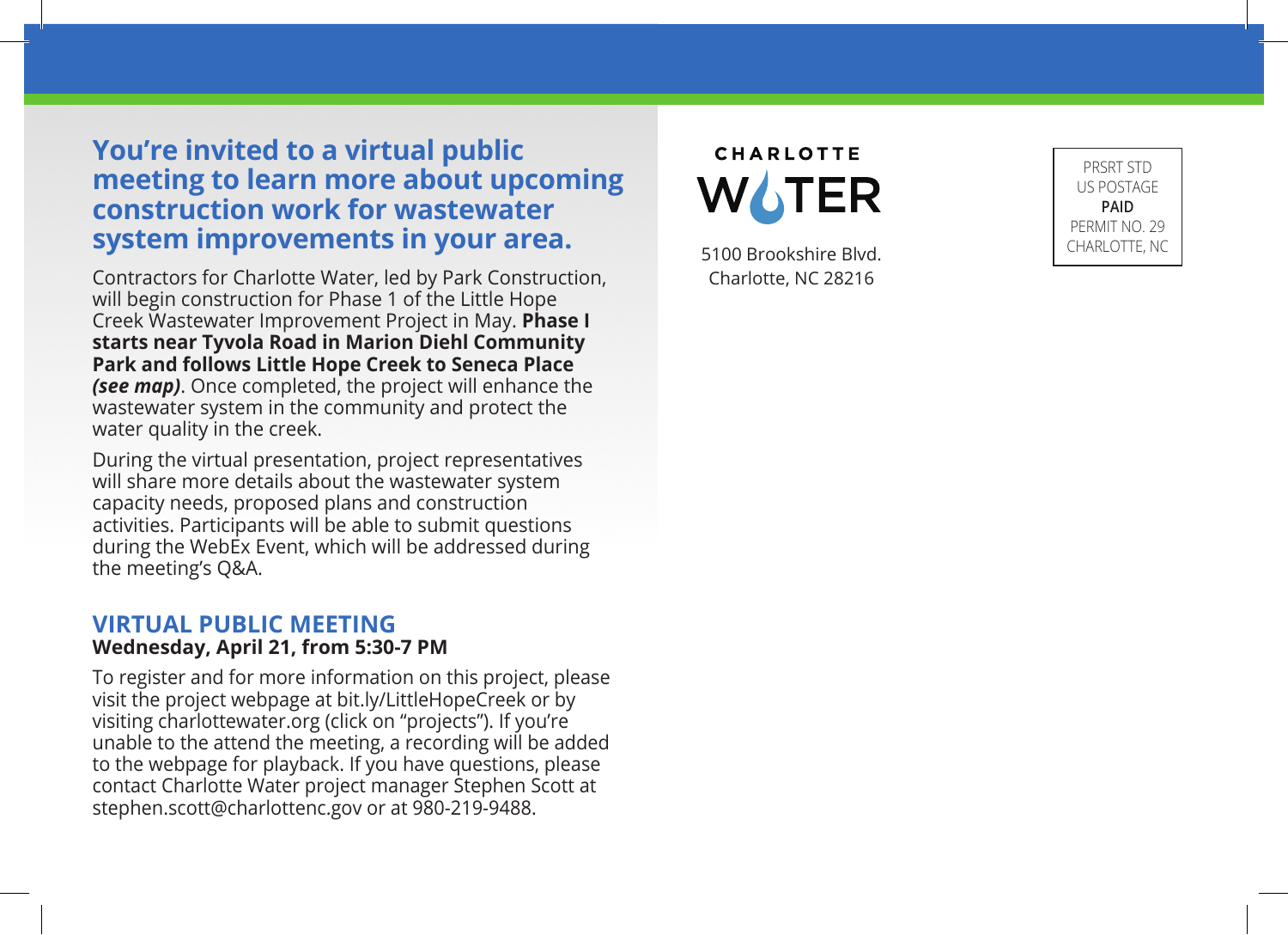## You're invited to a virtual public meeting to learn more about upcoming construction work for wastewater system improvements in your area.

Contractors for Charlotte Water, led by Park Construction, will begin construction for Phase 1 of the Little Hope Creek Wastewater Improvement Project in May. **Phase I starts near Tyvola Road in Marion Diehl Community Park and follows Little Hope Creek to Seneca Place** ***(see map)***. Once completed, the project will enhance the wastewater system in the community and protect the water quality in the creek.

During the virtual presentation, project representatives will share more details about the wastewater system capacity needs, proposed plans and construction activities. Participants will be able to submit questions during the WebEx Event, which will be addressed during the meeting's Q&A.

### VIRTUAL PUBLIC MEETING

**Wednesday, April 21, from 5:30-7 PM**

To register and for more information on this project, please visit the project webpage at bit.ly/LittleHopeCreek or by visiting charlottewater.org (click on "projects"). If you're unable to the attend the meeting, a recording will be added to the webpage for playback. If you have questions, please contact Charlotte Water project manager Stephen Scott at stephen.scott@charlottenc.gov or at 980-219-9488.

CHARLOTTE WATER

5100 Brookshire Blvd.
Charlotte, NC 28216

PRSRT STD
US POSTAGE
**PAID**
PERMIT NO. 29
CHARLOTTE, NC